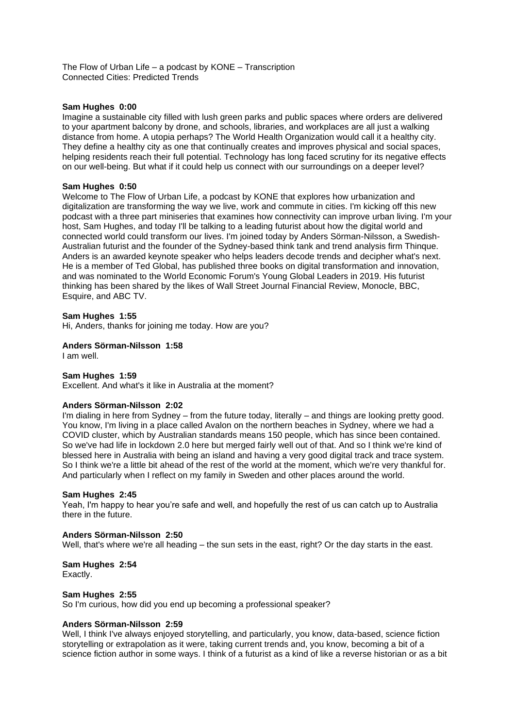The Flow of Urban Life – a podcast by KONE – Transcription
Connected Cities: Predicted Trends

**Sam Hughes 0:00**
Imagine a sustainable city filled with lush green parks and public spaces where orders are delivered to your apartment balcony by drone, and schools, libraries, and workplaces are all just a walking distance from home. A utopia perhaps? The World Health Organization would call it a healthy city. They define a healthy city as one that continually creates and improves physical and social spaces, helping residents reach their full potential. Technology has long faced scrutiny for its negative effects on our well-being. But what if it could help us connect with our surroundings on a deeper level?

**Sam Hughes 0:50**
Welcome to The Flow of Urban Life, a podcast by KONE that explores how urbanization and digitalization are transforming the way we live, work and commute in cities. I'm kicking off this new podcast with a three part miniseries that examines how connectivity can improve urban living. I'm your host, Sam Hughes, and today I'll be talking to a leading futurist about how the digital world and connected world could transform our lives. I'm joined today by Anders Sörman-Nilsson, a Swedish-Australian futurist and the founder of the Sydney-based think tank and trend analysis firm Thinque. Anders is an awarded keynote speaker who helps leaders decode trends and decipher what's next. He is a member of Ted Global, has published three books on digital transformation and innovation, and was nominated to the World Economic Forum's Young Global Leaders in 2019. His futurist thinking has been shared by the likes of Wall Street Journal Financial Review, Monocle, BBC, Esquire, and ABC TV.

**Sam Hughes 1:55**
Hi, Anders, thanks for joining me today. How are you?

**Anders Sörman-Nilsson 1:58**
I am well.

**Sam Hughes 1:59**
Excellent. And what's it like in Australia at the moment?

**Anders Sörman-Nilsson 2:02**
I'm dialing in here from Sydney – from the future today, literally – and things are looking pretty good. You know, I'm living in a place called Avalon on the northern beaches in Sydney, where we had a COVID cluster, which by Australian standards means 150 people, which has since been contained. So we've had life in lockdown 2.0 here but merged fairly well out of that. And so I think we're kind of blessed here in Australia with being an island and having a very good digital track and trace system. So I think we're a little bit ahead of the rest of the world at the moment, which we're very thankful for. And particularly when I reflect on my family in Sweden and other places around the world.

**Sam Hughes 2:45**
Yeah, I'm happy to hear you're safe and well, and hopefully the rest of us can catch up to Australia there in the future.

**Anders Sörman-Nilsson 2:50**
Well, that's where we're all heading – the sun sets in the east, right? Or the day starts in the east.

**Sam Hughes 2:54**
Exactly.

**Sam Hughes 2:55**
So I'm curious, how did you end up becoming a professional speaker?

**Anders Sörman-Nilsson 2:59**
Well, I think I've always enjoyed storytelling, and particularly, you know, data-based, science fiction storytelling or extrapolation as it were, taking current trends and, you know, becoming a bit of a science fiction author in some ways. I think of a futurist as a kind of like a reverse historian or as a bit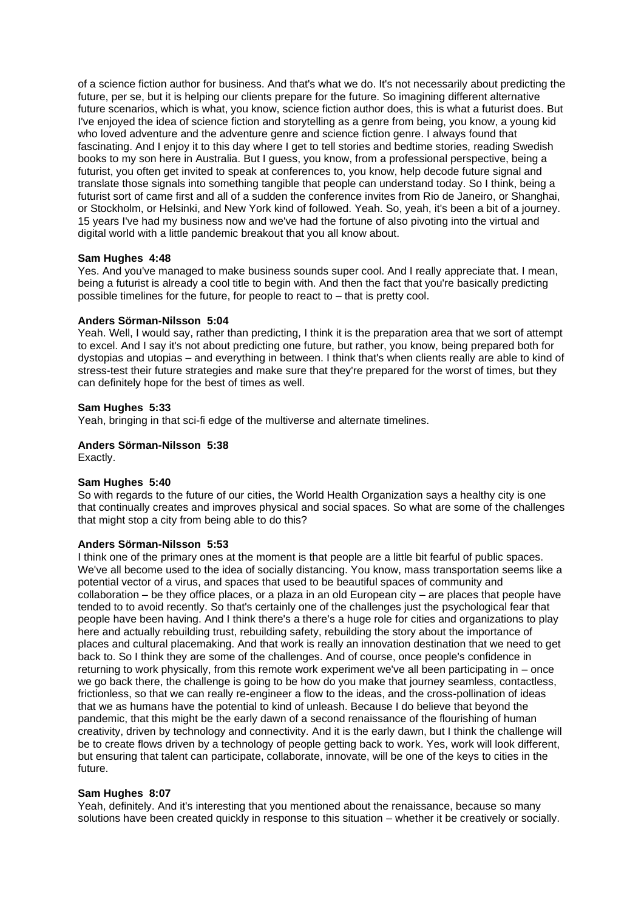of a science fiction author for business. And that's what we do. It's not necessarily about predicting the future, per se, but it is helping our clients prepare for the future. So imagining different alternative future scenarios, which is what, you know, science fiction author does, this is what a futurist does. But I've enjoyed the idea of science fiction and storytelling as a genre from being, you know, a young kid who loved adventure and the adventure genre and science fiction genre. I always found that fascinating. And I enjoy it to this day where I get to tell stories and bedtime stories, reading Swedish books to my son here in Australia. But I guess, you know, from a professional perspective, being a futurist, you often get invited to speak at conferences to, you know, help decode future signal and translate those signals into something tangible that people can understand today. So I think, being a futurist sort of came first and all of a sudden the conference invites from Rio de Janeiro, or Shanghai, or Stockholm, or Helsinki, and New York kind of followed. Yeah. So, yeah, it's been a bit of a journey. 15 years I've had my business now and we've had the fortune of also pivoting into the virtual and digital world with a little pandemic breakout that you all know about.

**Sam Hughes 4:48**
Yes. And you've managed to make business sounds super cool. And I really appreciate that. I mean, being a futurist is already a cool title to begin with. And then the fact that you're basically predicting possible timelines for the future, for people to react to – that is pretty cool.

**Anders Sörman-Nilsson 5:04**
Yeah. Well, I would say, rather than predicting, I think it is the preparation area that we sort of attempt to excel. And I say it's not about predicting one future, but rather, you know, being prepared both for dystopias and utopias – and everything in between. I think that's when clients really are able to kind of stress-test their future strategies and make sure that they're prepared for the worst of times, but they can definitely hope for the best of times as well.

**Sam Hughes 5:33**
Yeah, bringing in that sci-fi edge of the multiverse and alternate timelines.

**Anders Sörman-Nilsson 5:38**
Exactly.

**Sam Hughes 5:40**
So with regards to the future of our cities, the World Health Organization says a healthy city is one that continually creates and improves physical and social spaces. So what are some of the challenges that might stop a city from being able to do this?

**Anders Sörman-Nilsson 5:53**
I think one of the primary ones at the moment is that people are a little bit fearful of public spaces. We've all become used to the idea of socially distancing. You know, mass transportation seems like a potential vector of a virus, and spaces that used to be beautiful spaces of community and collaboration – be they office places, or a plaza in an old European city – are places that people have tended to to avoid recently. So that's certainly one of the challenges just the psychological fear that people have been having. And I think there's a there's a huge role for cities and organizations to play here and actually rebuilding trust, rebuilding safety, rebuilding the story about the importance of places and cultural placemaking. And that work is really an innovation destination that we need to get back to. So I think they are some of the challenges. And of course, once people's confidence in returning to work physically, from this remote work experiment we've all been participating in – once we go back there, the challenge is going to be how do you make that journey seamless, contactless, frictionless, so that we can really re-engineer a flow to the ideas, and the cross-pollination of ideas that we as humans have the potential to kind of unleash. Because I do believe that beyond the pandemic, that this might be the early dawn of a second renaissance of the flourishing of human creativity, driven by technology and connectivity. And it is the early dawn, but I think the challenge will be to create flows driven by a technology of people getting back to work. Yes, work will look different, but ensuring that talent can participate, collaborate, innovate, will be one of the keys to cities in the future.

**Sam Hughes 8:07**
Yeah, definitely. And it's interesting that you mentioned about the renaissance, because so many solutions have been created quickly in response to this situation – whether it be creatively or socially.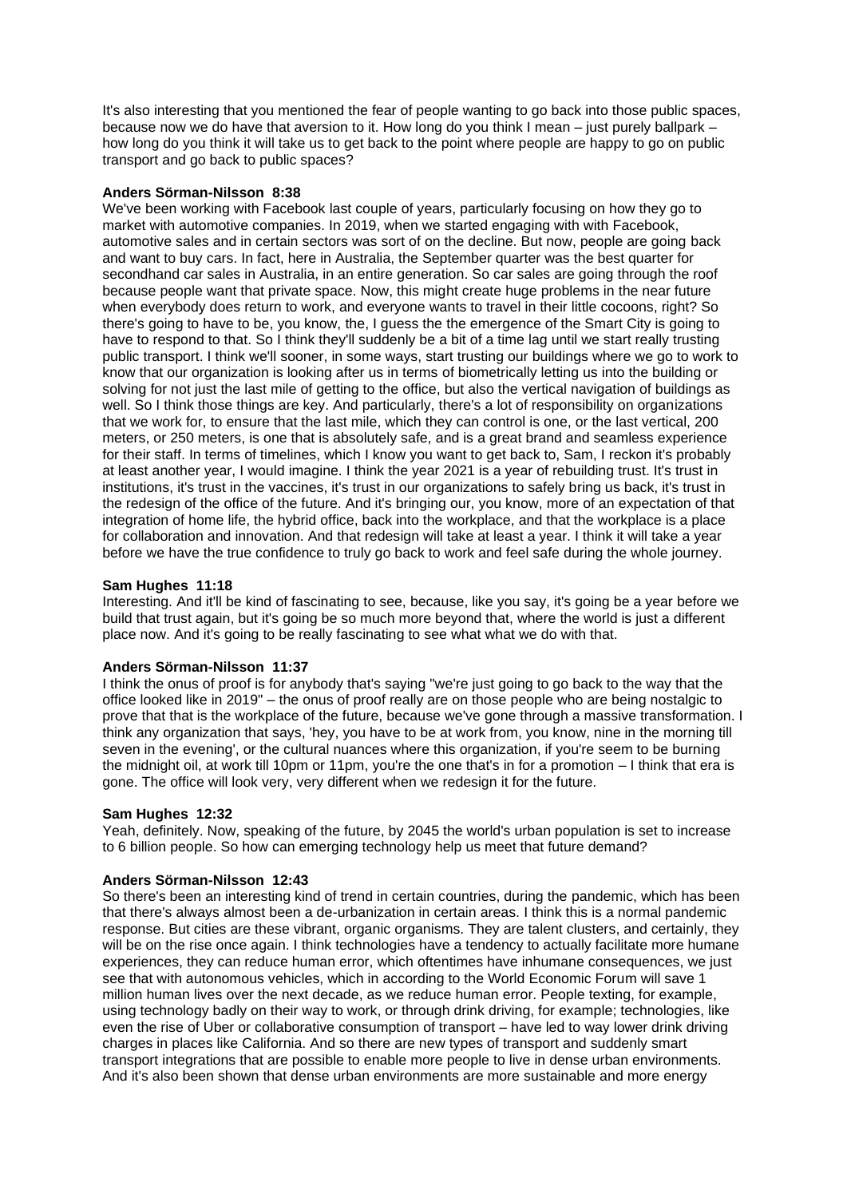It's also interesting that you mentioned the fear of people wanting to go back into those public spaces, because now we do have that aversion to it. How long do you think I mean – just purely ballpark – how long do you think it will take us to get back to the point where people are happy to go on public transport and go back to public spaces?

**Anders Sörman-Nilsson 8:38**
We've been working with Facebook last couple of years, particularly focusing on how they go to market with automotive companies. In 2019, when we started engaging with with Facebook, automotive sales and in certain sectors was sort of on the decline. But now, people are going back and want to buy cars. In fact, here in Australia, the September quarter was the best quarter for secondhand car sales in Australia, in an entire generation. So car sales are going through the roof because people want that private space. Now, this might create huge problems in the near future when everybody does return to work, and everyone wants to travel in their little cocoons, right? So there's going to have to be, you know, the, I guess the the emergence of the Smart City is going to have to respond to that. So I think they'll suddenly be a bit of a time lag until we start really trusting public transport. I think we'll sooner, in some ways, start trusting our buildings where we go to work to know that our organization is looking after us in terms of biometrically letting us into the building or solving for not just the last mile of getting to the office, but also the vertical navigation of buildings as well. So I think those things are key. And particularly, there's a lot of responsibility on organizations that we work for, to ensure that the last mile, which they can control is one, or the last vertical, 200 meters, or 250 meters, is one that is absolutely safe, and is a great brand and seamless experience for their staff. In terms of timelines, which I know you want to get back to, Sam, I reckon it's probably at least another year, I would imagine. I think the year 2021 is a year of rebuilding trust. It's trust in institutions, it's trust in the vaccines, it's trust in our organizations to safely bring us back, it's trust in the redesign of the office of the future. And it's bringing our, you know, more of an expectation of that integration of home life, the hybrid office, back into the workplace, and that the workplace is a place for collaboration and innovation. And that redesign will take at least a year. I think it will take a year before we have the true confidence to truly go back to work and feel safe during the whole journey.

**Sam Hughes 11:18**
Interesting. And it'll be kind of fascinating to see, because, like you say, it's going be a year before we build that trust again, but it's going be so much more beyond that, where the world is just a different place now. And it's going to be really fascinating to see what what we do with that.

**Anders Sörman-Nilsson 11:37**
I think the onus of proof is for anybody that's saying "we're just going to go back to the way that the office looked like in 2019" – the onus of proof really are on those people who are being nostalgic to prove that that is the workplace of the future, because we've gone through a massive transformation. I think any organization that says, 'hey, you have to be at work from, you know, nine in the morning till seven in the evening', or the cultural nuances where this organization, if you're seem to be burning the midnight oil, at work till 10pm or 11pm, you're the one that's in for a promotion – I think that era is gone. The office will look very, very different when we redesign it for the future.

**Sam Hughes 12:32**
Yeah, definitely. Now, speaking of the future, by 2045 the world's urban population is set to increase to 6 billion people. So how can emerging technology help us meet that future demand?

**Anders Sörman-Nilsson 12:43**
So there's been an interesting kind of trend in certain countries, during the pandemic, which has been that there's always almost been a de-urbanization in certain areas. I think this is a normal pandemic response. But cities are these vibrant, organic organisms. They are talent clusters, and certainly, they will be on the rise once again. I think technologies have a tendency to actually facilitate more humane experiences, they can reduce human error, which oftentimes have inhumane consequences, we just see that with autonomous vehicles, which in according to the World Economic Forum will save 1 million human lives over the next decade, as we reduce human error. People texting, for example, using technology badly on their way to work, or through drink driving, for example; technologies, like even the rise of Uber or collaborative consumption of transport – have led to way lower drink driving charges in places like California. And so there are new types of transport and suddenly smart transport integrations that are possible to enable more people to live in dense urban environments. And it's also been shown that dense urban environments are more sustainable and more energy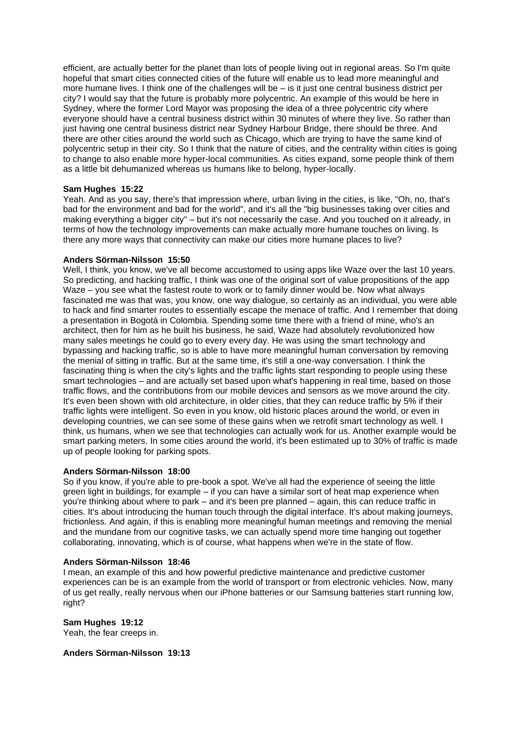efficient, are actually better for the planet than lots of people living out in regional areas. So I'm quite hopeful that smart cities connected cities of the future will enable us to lead more meaningful and more humane lives. I think one of the challenges will be – is it just one central business district per city? I would say that the future is probably more polycentric. An example of this would be here in Sydney, where the former Lord Mayor was proposing the idea of a three polycentric city where everyone should have a central business district within 30 minutes of where they live. So rather than just having one central business district near Sydney Harbour Bridge, there should be three. And there are other cities around the world such as Chicago, which are trying to have the same kind of polycentric setup in their city. So I think that the nature of cities, and the centrality within cities is going to change to also enable more hyper-local communities. As cities expand, some people think of them as a little bit dehumanized whereas us humans like to belong, hyper-locally.

**Sam Hughes 15:22**
Yeah. And as you say, there's that impression where, urban living in the cities, is like, "Oh, no, that's bad for the environment and bad for the world", and it's all the "big businesses taking over cities and making everything a bigger city" – but it's not necessarily the case. And you touched on it already, in terms of how the technology improvements can make actually more humane touches on living. Is there any more ways that connectivity can make our cities more humane places to live?

**Anders Sörman-Nilsson 15:50**
Well, I think, you know, we've all become accustomed to using apps like Waze over the last 10 years. So predicting, and hacking traffic, I think was one of the original sort of value propositions of the app Waze – you see what the fastest route to work or to family dinner would be. Now what always fascinated me was that was, you know, one way dialogue, so certainly as an individual, you were able to hack and find smarter routes to essentially escape the menace of traffic. And I remember that doing a presentation in Bogotá in Colombia. Spending some time there with a friend of mine, who's an architect, then for him as he built his business, he said, Waze had absolutely revolutionized how many sales meetings he could go to every every day. He was using the smart technology and bypassing and hacking traffic, so is able to have more meaningful human conversation by removing the menial of sitting in traffic. But at the same time, it's still a one-way conversation. I think the fascinating thing is when the city's lights and the traffic lights start responding to people using these smart technologies – and are actually set based upon what's happening in real time, based on those traffic flows, and the contributions from our mobile devices and sensors as we move around the city. It's even been shown with old architecture, in older cities, that they can reduce traffic by 5% if their traffic lights were intelligent. So even in you know, old historic places around the world, or even in developing countries, we can see some of these gains when we retrofit smart technology as well. I think, us humans, when we see that technologies can actually work for us. Another example would be smart parking meters. In some cities around the world, it's been estimated up to 30% of traffic is made up of people looking for parking spots.

**Anders Sörman-Nilsson 18:00**
So if you know, if you're able to pre-book a spot. We've all had the experience of seeing the little green light in buildings, for example – if you can have a similar sort of heat map experience when you're thinking about where to park – and it's been pre planned – again, this can reduce traffic in cities. It's about introducing the human touch through the digital interface. It's about making journeys, frictionless. And again, if this is enabling more meaningful human meetings and removing the menial and the mundane from our cognitive tasks, we can actually spend more time hanging out together collaborating, innovating, which is of course, what happens when we're in the state of flow.

**Anders Sörman-Nilsson 18:46**
I mean, an example of this and how powerful predictive maintenance and predictive customer experiences can be is an example from the world of transport or from electronic vehicles. Now, many of us get really, really nervous when our iPhone batteries or our Samsung batteries start running low, right?

**Sam Hughes 19:12**
Yeah, the fear creeps in.

**Anders Sörman-Nilsson 19:13**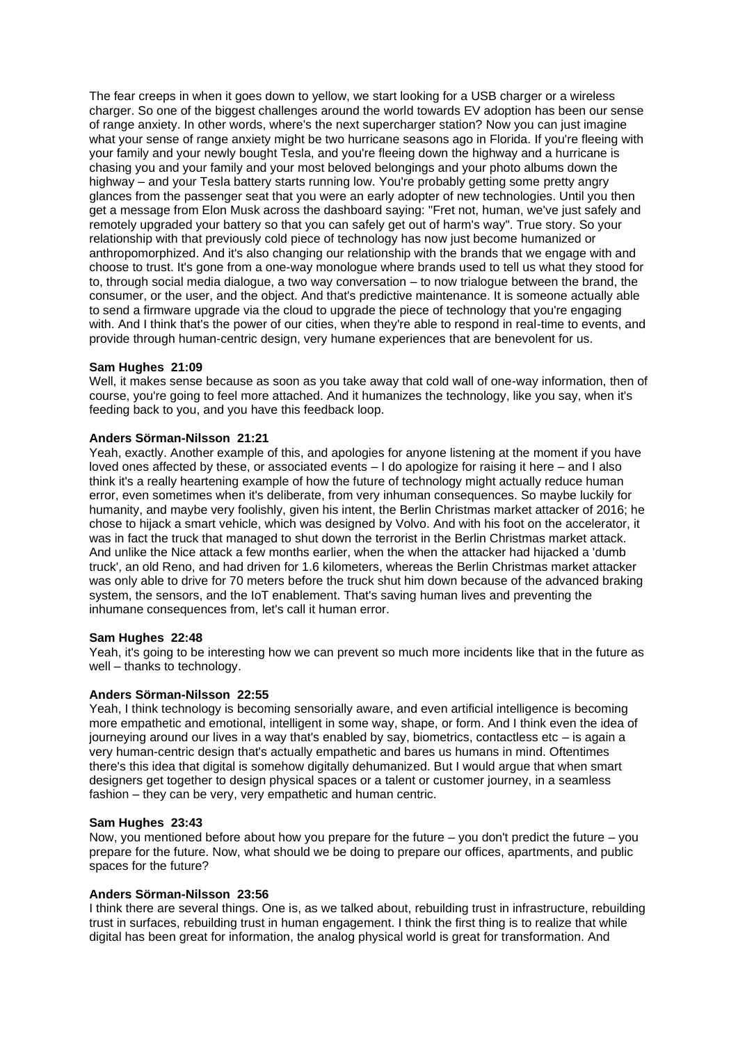The fear creeps in when it goes down to yellow, we start looking for a USB charger or a wireless charger. So one of the biggest challenges around the world towards EV adoption has been our sense of range anxiety. In other words, where's the next supercharger station? Now you can just imagine what your sense of range anxiety might be two hurricane seasons ago in Florida. If you're fleeing with your family and your newly bought Tesla, and you're fleeing down the highway and a hurricane is chasing you and your family and your most beloved belongings and your photo albums down the highway – and your Tesla battery starts running low. You're probably getting some pretty angry glances from the passenger seat that you were an early adopter of new technologies. Until you then get a message from Elon Musk across the dashboard saying: "Fret not, human, we've just safely and remotely upgraded your battery so that you can safely get out of harm's way". True story. So your relationship with that previously cold piece of technology has now just become humanized or anthropomorphized. And it's also changing our relationship with the brands that we engage with and choose to trust. It's gone from a one-way monologue where brands used to tell us what they stood for to, through social media dialogue, a two way conversation – to now trialogue between the brand, the consumer, or the user, and the object. And that's predictive maintenance. It is someone actually able to send a firmware upgrade via the cloud to upgrade the piece of technology that you're engaging with. And I think that's the power of our cities, when they're able to respond in real-time to events, and provide through human-centric design, very humane experiences that are benevolent for us.

**Sam Hughes 21:09**
Well, it makes sense because as soon as you take away that cold wall of one-way information, then of course, you're going to feel more attached. And it humanizes the technology, like you say, when it's feeding back to you, and you have this feedback loop.

**Anders Sörman-Nilsson 21:21**
Yeah, exactly. Another example of this, and apologies for anyone listening at the moment if you have loved ones affected by these, or associated events – I do apologize for raising it here – and I also think it's a really heartening example of how the future of technology might actually reduce human error, even sometimes when it's deliberate, from very inhuman consequences. So maybe luckily for humanity, and maybe very foolishly, given his intent, the Berlin Christmas market attacker of 2016; he chose to hijack a smart vehicle, which was designed by Volvo. And with his foot on the accelerator, it was in fact the truck that managed to shut down the terrorist in the Berlin Christmas market attack. And unlike the Nice attack a few months earlier, when the when the attacker had hijacked a 'dumb truck', an old Reno, and had driven for 1.6 kilometers, whereas the Berlin Christmas market attacker was only able to drive for 70 meters before the truck shut him down because of the advanced braking system, the sensors, and the IoT enablement. That's saving human lives and preventing the inhumane consequences from, let's call it human error.

**Sam Hughes 22:48**
Yeah, it's going to be interesting how we can prevent so much more incidents like that in the future as well – thanks to technology.

**Anders Sörman-Nilsson 22:55**
Yeah, I think technology is becoming sensorially aware, and even artificial intelligence is becoming more empathetic and emotional, intelligent in some way, shape, or form. And I think even the idea of journeying around our lives in a way that's enabled by say, biometrics, contactless etc – is again a very human-centric design that's actually empathetic and bares us humans in mind. Oftentimes there's this idea that digital is somehow digitally dehumanized. But I would argue that when smart designers get together to design physical spaces or a talent or customer journey, in a seamless fashion – they can be very, very empathetic and human centric.

**Sam Hughes 23:43**
Now, you mentioned before about how you prepare for the future – you don't predict the future – you prepare for the future. Now, what should we be doing to prepare our offices, apartments, and public spaces for the future?

**Anders Sörman-Nilsson 23:56**
I think there are several things. One is, as we talked about, rebuilding trust in infrastructure, rebuilding trust in surfaces, rebuilding trust in human engagement. I think the first thing is to realize that while digital has been great for information, the analog physical world is great for transformation. And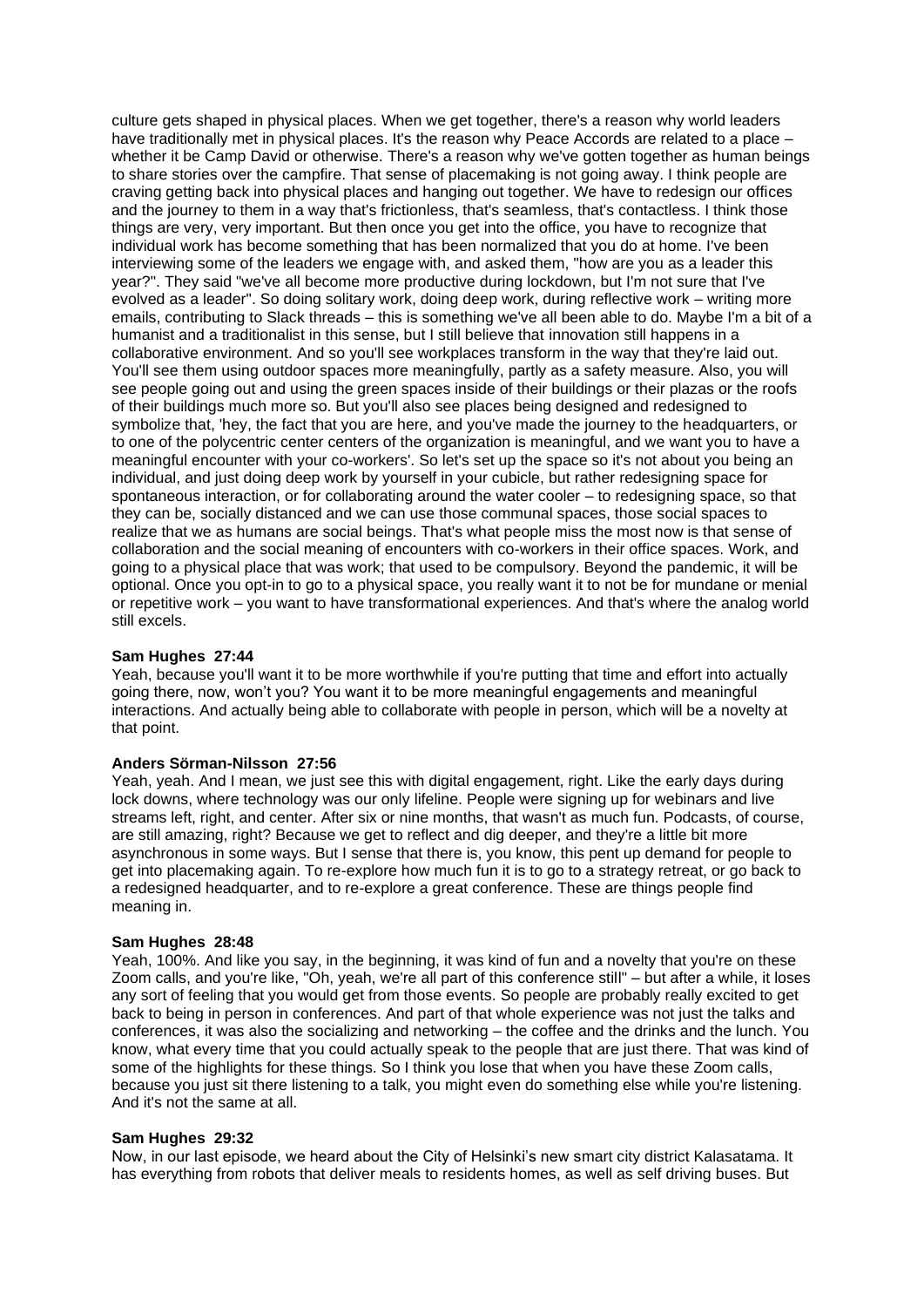culture gets shaped in physical places. When we get together, there's a reason why world leaders have traditionally met in physical places. It's the reason why Peace Accords are related to a place – whether it be Camp David or otherwise. There's a reason why we've gotten together as human beings to share stories over the campfire. That sense of placemaking is not going away. I think people are craving getting back into physical places and hanging out together. We have to redesign our offices and the journey to them in a way that's frictionless, that's seamless, that's contactless. I think those things are very, very important. But then once you get into the office, you have to recognize that individual work has become something that has been normalized that you do at home. I've been interviewing some of the leaders we engage with, and asked them, "how are you as a leader this year?". They said "we've all become more productive during lockdown, but I'm not sure that I've evolved as a leader". So doing solitary work, doing deep work, during reflective work – writing more emails, contributing to Slack threads – this is something we've all been able to do. Maybe I'm a bit of a humanist and a traditionalist in this sense, but I still believe that innovation still happens in a collaborative environment. And so you'll see workplaces transform in the way that they're laid out. You'll see them using outdoor spaces more meaningfully, partly as a safety measure. Also, you will see people going out and using the green spaces inside of their buildings or their plazas or the roofs of their buildings much more so. But you'll also see places being designed and redesigned to symbolize that, 'hey, the fact that you are here, and you've made the journey to the headquarters, or to one of the polycentric center centers of the organization is meaningful, and we want you to have a meaningful encounter with your co-workers'. So let's set up the space so it's not about you being an individual, and just doing deep work by yourself in your cubicle, but rather redesigning space for spontaneous interaction, or for collaborating around the water cooler – to redesigning space, so that they can be, socially distanced and we can use those communal spaces, those social spaces to realize that we as humans are social beings. That's what people miss the most now is that sense of collaboration and the social meaning of encounters with co-workers in their office spaces. Work, and going to a physical place that was work; that used to be compulsory. Beyond the pandemic, it will be optional. Once you opt-in to go to a physical space, you really want it to not be for mundane or menial or repetitive work – you want to have transformational experiences. And that's where the analog world still excels.

**Sam Hughes 27:44**
Yeah, because you'll want it to be more worthwhile if you're putting that time and effort into actually going there, now, won't you? You want it to be more meaningful engagements and meaningful interactions. And actually being able to collaborate with people in person, which will be a novelty at that point.

**Anders Sörman-Nilsson 27:56**
Yeah, yeah. And I mean, we just see this with digital engagement, right. Like the early days during lock downs, where technology was our only lifeline. People were signing up for webinars and live streams left, right, and center. After six or nine months, that wasn't as much fun. Podcasts, of course, are still amazing, right? Because we get to reflect and dig deeper, and they're a little bit more asynchronous in some ways. But I sense that there is, you know, this pent up demand for people to get into placemaking again. To re-explore how much fun it is to go to a strategy retreat, or go back to a redesigned headquarter, and to re-explore a great conference. These are things people find meaning in.

**Sam Hughes 28:48**
Yeah, 100%. And like you say, in the beginning, it was kind of fun and a novelty that you're on these Zoom calls, and you're like, "Oh, yeah, we're all part of this conference still" – but after a while, it loses any sort of feeling that you would get from those events. So people are probably really excited to get back to being in person in conferences. And part of that whole experience was not just the talks and conferences, it was also the socializing and networking – the coffee and the drinks and the lunch. You know, what every time that you could actually speak to the people that are just there. That was kind of some of the highlights for these things. So I think you lose that when you have these Zoom calls, because you just sit there listening to a talk, you might even do something else while you're listening. And it's not the same at all.

**Sam Hughes 29:32**
Now, in our last episode, we heard about the City of Helsinki's new smart city district Kalasatama. It has everything from robots that deliver meals to residents homes, as well as self driving buses. But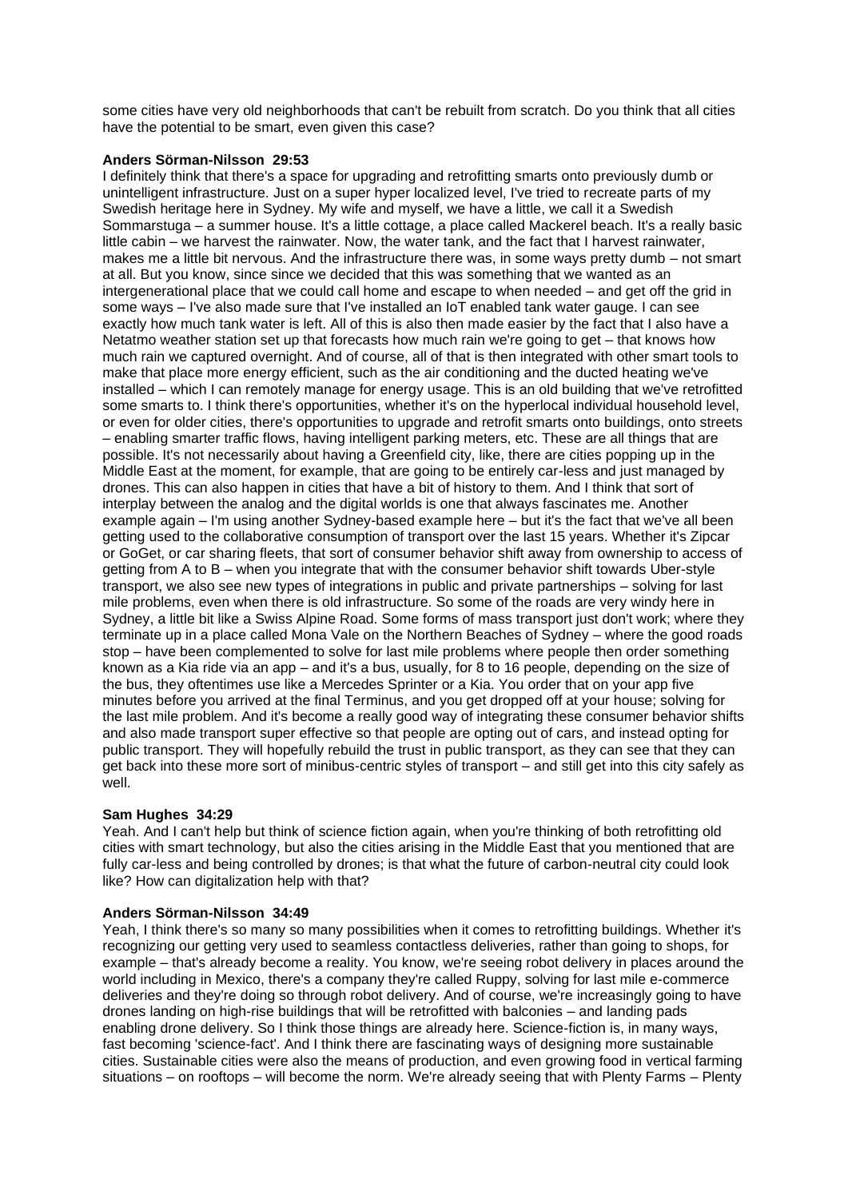some cities have very old neighborhoods that can't be rebuilt from scratch. Do you think that all cities have the potential to be smart, even given this case?

**Anders Sörman-Nilsson 29:53**

I definitely think that there's a space for upgrading and retrofitting smarts onto previously dumb or unintelligent infrastructure. Just on a super hyper localized level, I've tried to recreate parts of my Swedish heritage here in Sydney. My wife and myself, we have a little, we call it a Swedish Sommarstuga – a summer house. It's a little cottage, a place called Mackerel beach. It's a really basic little cabin – we harvest the rainwater. Now, the water tank, and the fact that I harvest rainwater, makes me a little bit nervous. And the infrastructure there was, in some ways pretty dumb – not smart at all. But you know, since since we decided that this was something that we wanted as an intergenerational place that we could call home and escape to when needed – and get off the grid in some ways – I've also made sure that I've installed an IoT enabled tank water gauge. I can see exactly how much tank water is left. All of this is also then made easier by the fact that I also have a Netatmo weather station set up that forecasts how much rain we're going to get – that knows how much rain we captured overnight. And of course, all of that is then integrated with other smart tools to make that place more energy efficient, such as the air conditioning and the ducted heating we've installed – which I can remotely manage for energy usage. This is an old building that we've retrofitted some smarts to. I think there's opportunities, whether it's on the hyperlocal individual household level, or even for older cities, there's opportunities to upgrade and retrofit smarts onto buildings, onto streets – enabling smarter traffic flows, having intelligent parking meters, etc. These are all things that are possible. It's not necessarily about having a Greenfield city, like, there are cities popping up in the Middle East at the moment, for example, that are going to be entirely car-less and just managed by drones. This can also happen in cities that have a bit of history to them. And I think that sort of interplay between the analog and the digital worlds is one that always fascinates me. Another example again – I'm using another Sydney-based example here – but it's the fact that we've all been getting used to the collaborative consumption of transport over the last 15 years. Whether it's Zipcar or GoGet, or car sharing fleets, that sort of consumer behavior shift away from ownership to access of getting from A to B – when you integrate that with the consumer behavior shift towards Uber-style transport, we also see new types of integrations in public and private partnerships – solving for last mile problems, even when there is old infrastructure. So some of the roads are very windy here in Sydney, a little bit like a Swiss Alpine Road. Some forms of mass transport just don't work; where they terminate up in a place called Mona Vale on the Northern Beaches of Sydney – where the good roads stop – have been complemented to solve for last mile problems where people then order something known as a Kia ride via an app – and it's a bus, usually, for 8 to 16 people, depending on the size of the bus, they oftentimes use like a Mercedes Sprinter or a Kia. You order that on your app five minutes before you arrived at the final Terminus, and you get dropped off at your house; solving for the last mile problem. And it's become a really good way of integrating these consumer behavior shifts and also made transport super effective so that people are opting out of cars, and instead opting for public transport. They will hopefully rebuild the trust in public transport, as they can see that they can get back into these more sort of minibus-centric styles of transport – and still get into this city safely as well.

**Sam Hughes 34:29**

Yeah. And I can't help but think of science fiction again, when you're thinking of both retrofitting old cities with smart technology, but also the cities arising in the Middle East that you mentioned that are fully car-less and being controlled by drones; is that what the future of carbon-neutral city could look like? How can digitalization help with that?

**Anders Sörman-Nilsson 34:49**

Yeah, I think there's so many so many possibilities when it comes to retrofitting buildings. Whether it's recognizing our getting very used to seamless contactless deliveries, rather than going to shops, for example – that's already become a reality. You know, we're seeing robot delivery in places around the world including in Mexico, there's a company they're called Ruppy, solving for last mile e-commerce deliveries and they're doing so through robot delivery. And of course, we're increasingly going to have drones landing on high-rise buildings that will be retrofitted with balconies – and landing pads enabling drone delivery. So I think those things are already here. Science-fiction is, in many ways, fast becoming 'science-fact'. And I think there are fascinating ways of designing more sustainable cities. Sustainable cities were also the means of production, and even growing food in vertical farming situations – on rooftops – will become the norm. We're already seeing that with Plenty Farms – Plenty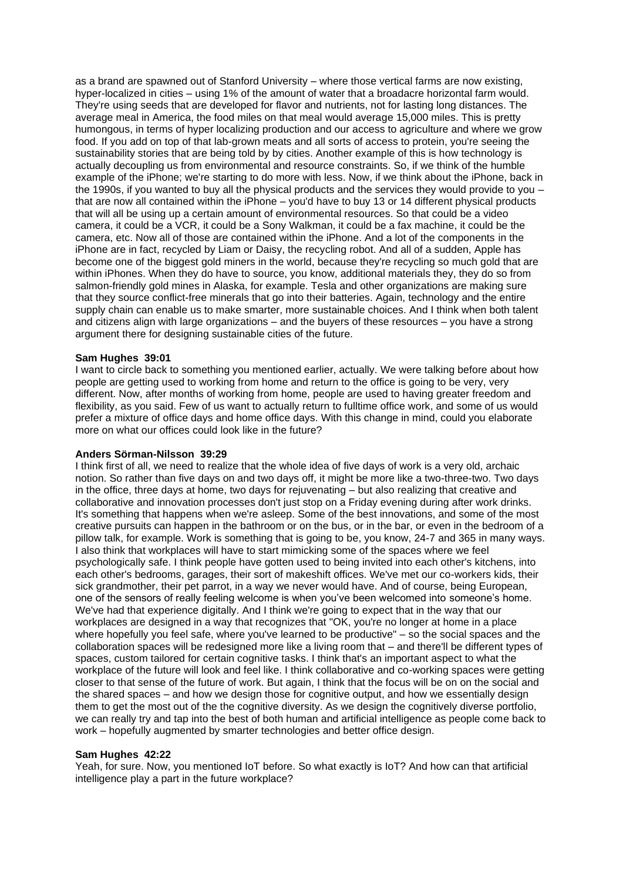as a brand are spawned out of Stanford University – where those vertical farms are now existing, hyper-localized in cities – using 1% of the amount of water that a broadacre horizontal farm would. They're using seeds that are developed for flavor and nutrients, not for lasting long distances. The average meal in America, the food miles on that meal would average 15,000 miles. This is pretty humongous, in terms of hyper localizing production and our access to agriculture and where we grow food. If you add on top of that lab-grown meats and all sorts of access to protein, you're seeing the sustainability stories that are being told by by cities. Another example of this is how technology is actually decoupling us from environmental and resource constraints. So, if we think of the humble example of the iPhone; we're starting to do more with less. Now, if we think about the iPhone, back in the 1990s, if you wanted to buy all the physical products and the services they would provide to you – that are now all contained within the iPhone – you'd have to buy 13 or 14 different physical products that will all be using up a certain amount of environmental resources. So that could be a video camera, it could be a VCR, it could be a Sony Walkman, it could be a fax machine, it could be the camera, etc. Now all of those are contained within the iPhone. And a lot of the components in the iPhone are in fact, recycled by Liam or Daisy, the recycling robot. And all of a sudden, Apple has become one of the biggest gold miners in the world, because they're recycling so much gold that are within iPhones. When they do have to source, you know, additional materials they, they do so from salmon-friendly gold mines in Alaska, for example. Tesla and other organizations are making sure that they source conflict-free minerals that go into their batteries. Again, technology and the entire supply chain can enable us to make smarter, more sustainable choices. And I think when both talent and citizens align with large organizations – and the buyers of these resources – you have a strong argument there for designing sustainable cities of the future.

**Sam Hughes 39:01**
I want to circle back to something you mentioned earlier, actually. We were talking before about how people are getting used to working from home and return to the office is going to be very, very different. Now, after months of working from home, people are used to having greater freedom and flexibility, as you said. Few of us want to actually return to fulltime office work, and some of us would prefer a mixture of office days and home office days. With this change in mind, could you elaborate more on what our offices could look like in the future?

**Anders Sörman-Nilsson 39:29**
I think first of all, we need to realize that the whole idea of five days of work is a very old, archaic notion. So rather than five days on and two days off, it might be more like a two-three-two. Two days in the office, three days at home, two days for rejuvenating – but also realizing that creative and collaborative and innovation processes don't just stop on a Friday evening during after work drinks. It's something that happens when we're asleep. Some of the best innovations, and some of the most creative pursuits can happen in the bathroom or on the bus, or in the bar, or even in the bedroom of a pillow talk, for example. Work is something that is going to be, you know, 24-7 and 365 in many ways. I also think that workplaces will have to start mimicking some of the spaces where we feel psychologically safe. I think people have gotten used to being invited into each other's kitchens, into each other's bedrooms, garages, their sort of makeshift offices. We've met our co-workers kids, their sick grandmother, their pet parrot, in a way we never would have. And of course, being European, one of the sensors of really feeling welcome is when you've been welcomed into someone's home. We've had that experience digitally. And I think we're going to expect that in the way that our workplaces are designed in a way that recognizes that "OK, you're no longer at home in a place where hopefully you feel safe, where you've learned to be productive" – so the social spaces and the collaboration spaces will be redesigned more like a living room that – and there'll be different types of spaces, custom tailored for certain cognitive tasks. I think that's an important aspect to what the workplace of the future will look and feel like. I think collaborative and co-working spaces were getting closer to that sense of the future of work. But again, I think that the focus will be on on the social and the shared spaces – and how we design those for cognitive output, and how we essentially design them to get the most out of the the cognitive diversity. As we design the cognitively diverse portfolio, we can really try and tap into the best of both human and artificial intelligence as people come back to work – hopefully augmented by smarter technologies and better office design.

**Sam Hughes 42:22**
Yeah, for sure. Now, you mentioned IoT before. So what exactly is IoT? And how can that artificial intelligence play a part in the future workplace?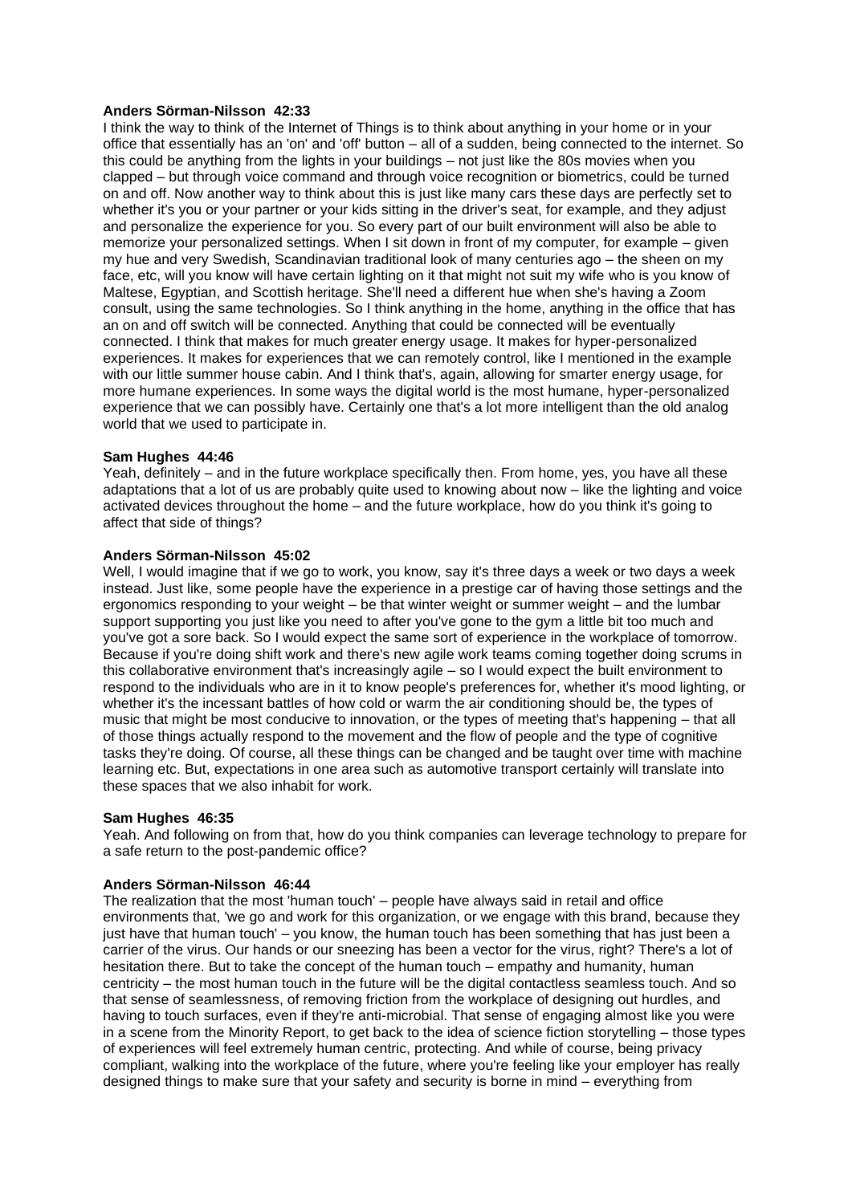**Anders Sörman-Nilsson 42:33**
I think the way to think of the Internet of Things is to think about anything in your home or in your office that essentially has an 'on' and 'off' button – all of a sudden, being connected to the internet. So this could be anything from the lights in your buildings – not just like the 80s movies when you clapped – but through voice command and through voice recognition or biometrics, could be turned on and off. Now another way to think about this is just like many cars these days are perfectly set to whether it's you or your partner or your kids sitting in the driver's seat, for example, and they adjust and personalize the experience for you. So every part of our built environment will also be able to memorize your personalized settings. When I sit down in front of my computer, for example – given my hue and very Swedish, Scandinavian traditional look of many centuries ago – the sheen on my face, etc, will you know will have certain lighting on it that might not suit my wife who is you know of Maltese, Egyptian, and Scottish heritage. She'll need a different hue when she's having a Zoom consult, using the same technologies. So I think anything in the home, anything in the office that has an on and off switch will be connected. Anything that could be connected will be eventually connected. I think that makes for much greater energy usage. It makes for hyper-personalized experiences. It makes for experiences that we can remotely control, like I mentioned in the example with our little summer house cabin. And I think that's, again, allowing for smarter energy usage, for more humane experiences. In some ways the digital world is the most humane, hyper-personalized experience that we can possibly have. Certainly one that's a lot more intelligent than the old analog world that we used to participate in.

**Sam Hughes 44:46**
Yeah, definitely – and in the future workplace specifically then. From home, yes, you have all these adaptations that a lot of us are probably quite used to knowing about now – like the lighting and voice activated devices throughout the home – and the future workplace, how do you think it's going to affect that side of things?

**Anders Sörman-Nilsson 45:02**
Well, I would imagine that if we go to work, you know, say it's three days a week or two days a week instead. Just like, some people have the experience in a prestige car of having those settings and the ergonomics responding to your weight – be that winter weight or summer weight – and the lumbar support supporting you just like you need to after you've gone to the gym a little bit too much and you've got a sore back. So I would expect the same sort of experience in the workplace of tomorrow. Because if you're doing shift work and there's new agile work teams coming together doing scrums in this collaborative environment that's increasingly agile – so I would expect the built environment to respond to the individuals who are in it to know people's preferences for, whether it's mood lighting, or whether it's the incessant battles of how cold or warm the air conditioning should be, the types of music that might be most conducive to innovation, or the types of meeting that's happening – that all of those things actually respond to the movement and the flow of people and the type of cognitive tasks they're doing. Of course, all these things can be changed and be taught over time with machine learning etc. But, expectations in one area such as automotive transport certainly will translate into these spaces that we also inhabit for work.

**Sam Hughes 46:35**
Yeah. And following on from that, how do you think companies can leverage technology to prepare for a safe return to the post-pandemic office?

**Anders Sörman-Nilsson 46:44**
The realization that the most 'human touch' – people have always said in retail and office environments that, 'we go and work for this organization, or we engage with this brand, because they just have that human touch' – you know, the human touch has been something that has just been a carrier of the virus. Our hands or our sneezing has been a vector for the virus, right? There's a lot of hesitation there. But to take the concept of the human touch – empathy and humanity, human centricity – the most human touch in the future will be the digital contactless seamless touch. And so that sense of seamlessness, of removing friction from the workplace of designing out hurdles, and having to touch surfaces, even if they're anti-microbial. That sense of engaging almost like you were in a scene from the Minority Report, to get back to the idea of science fiction storytelling – those types of experiences will feel extremely human centric, protecting. And while of course, being privacy compliant, walking into the workplace of the future, where you're feeling like your employer has really designed things to make sure that your safety and security is borne in mind – everything from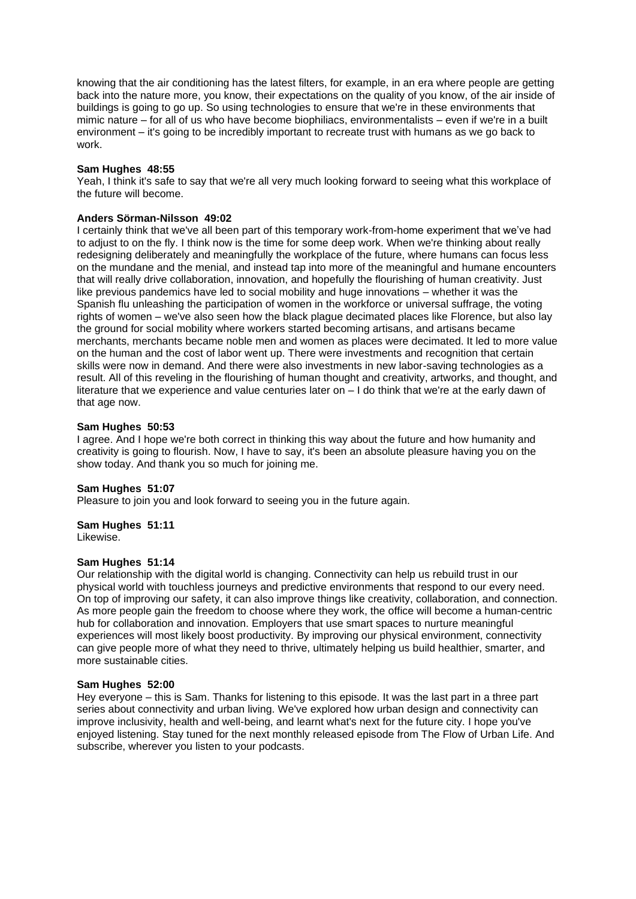knowing that the air conditioning has the latest filters, for example, in an era where people are getting back into the nature more, you know, their expectations on the quality of you know, of the air inside of buildings is going to go up. So using technologies to ensure that we're in these environments that mimic nature – for all of us who have become biophiliacs, environmentalists – even if we're in a built environment – it's going to be incredibly important to recreate trust with humans as we go back to work.

**Sam Hughes 48:55**
Yeah, I think it's safe to say that we're all very much looking forward to seeing what this workplace of the future will become.

**Anders Sörman-Nilsson 49:02**
I certainly think that we've all been part of this temporary work-from-home experiment that we've had to adjust to on the fly. I think now is the time for some deep work. When we're thinking about really redesigning deliberately and meaningfully the workplace of the future, where humans can focus less on the mundane and the menial, and instead tap into more of the meaningful and humane encounters that will really drive collaboration, innovation, and hopefully the flourishing of human creativity. Just like previous pandemics have led to social mobility and huge innovations – whether it was the Spanish flu unleashing the participation of women in the workforce or universal suffrage, the voting rights of women – we've also seen how the black plague decimated places like Florence, but also lay the ground for social mobility where workers started becoming artisans, and artisans became merchants, merchants became noble men and women as places were decimated. It led to more value on the human and the cost of labor went up. There were investments and recognition that certain skills were now in demand. And there were also investments in new labor-saving technologies as a result. All of this reveling in the flourishing of human thought and creativity, artworks, and thought, and literature that we experience and value centuries later on – I do think that we're at the early dawn of that age now.

**Sam Hughes 50:53**
I agree. And I hope we're both correct in thinking this way about the future and how humanity and creativity is going to flourish. Now, I have to say, it's been an absolute pleasure having you on the show today. And thank you so much for joining me.

**Sam Hughes 51:07**
Pleasure to join you and look forward to seeing you in the future again.

**Sam Hughes 51:11**
Likewise.

**Sam Hughes 51:14**
Our relationship with the digital world is changing. Connectivity can help us rebuild trust in our physical world with touchless journeys and predictive environments that respond to our every need. On top of improving our safety, it can also improve things like creativity, collaboration, and connection. As more people gain the freedom to choose where they work, the office will become a human-centric hub for collaboration and innovation. Employers that use smart spaces to nurture meaningful experiences will most likely boost productivity. By improving our physical environment, connectivity can give people more of what they need to thrive, ultimately helping us build healthier, smarter, and more sustainable cities.

**Sam Hughes 52:00**
Hey everyone – this is Sam. Thanks for listening to this episode. It was the last part in a three part series about connectivity and urban living. We've explored how urban design and connectivity can improve inclusivity, health and well-being, and learnt what's next for the future city. I hope you've enjoyed listening. Stay tuned for the next monthly released episode from The Flow of Urban Life. And subscribe, wherever you listen to your podcasts.